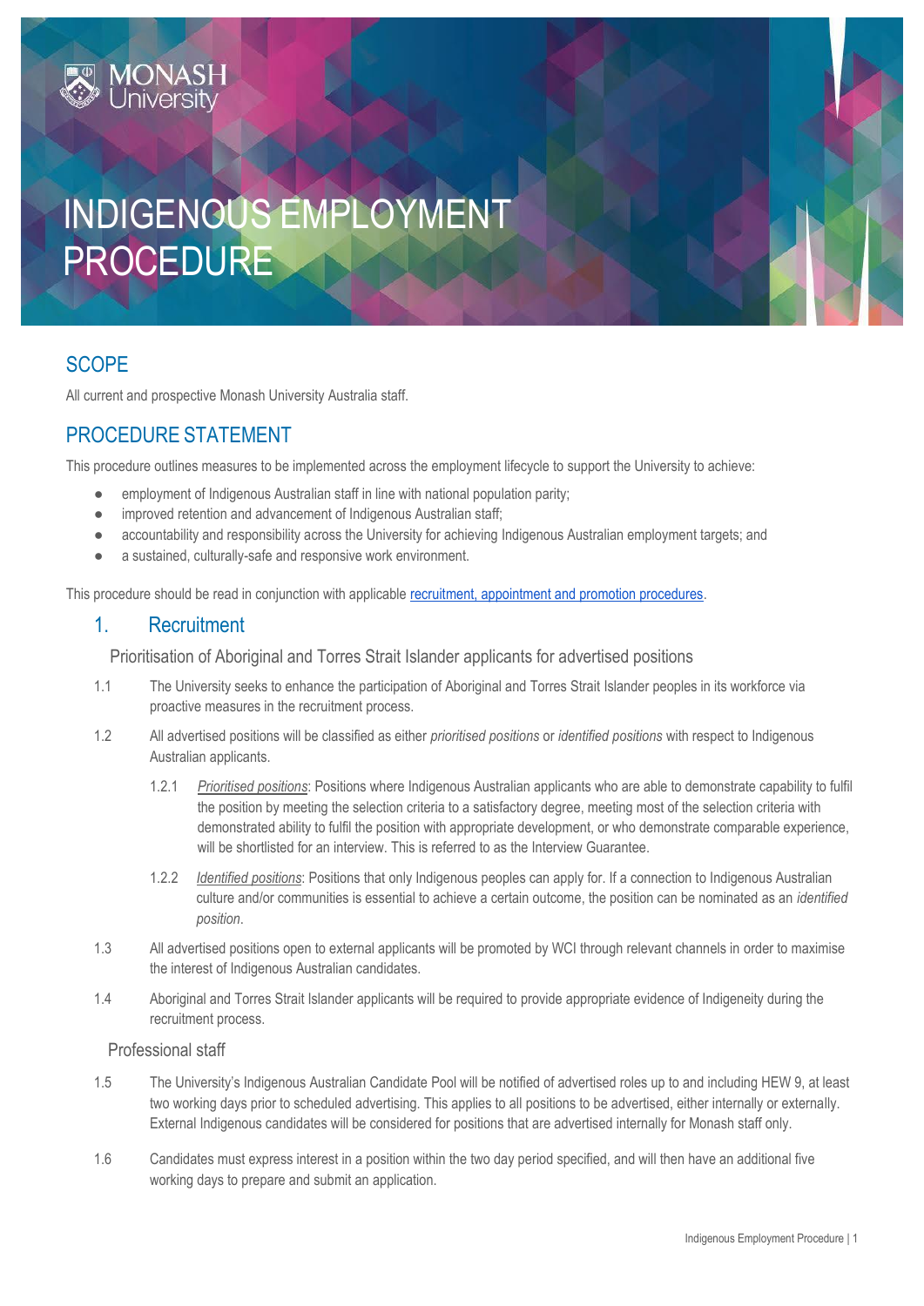MONASH University

# INDIGENOUS EMPLOYMENT PROCEDURE

## SCOPE

All current and prospective Monash University Australia staff.

## PROCEDURE STATEMENT

This procedure outlines measures to be implemented across the employment lifecycle to support the University to achieve:

- employment of Indigenous Australian staff in line with national population parity;
- improved retention and advancement of Indigenous Australian staff;
- accountability and responsibility across the University for achieving Indigenous Australian employment targets; and
- a sustained, culturally-safe and responsive work environment.

This procedure should be read in conjunction with applicable recruitment, appointment and promotion procedures.

### 1. Recruitment

#### Prioritisation of Aboriginal and Torres Strait Islander applicants for advertised positions

1.1 The University seeks to enhance the participation of Aboriginal and Torres Strait Islander peoples in its workforce via proactive measures in the recruitment process.

1.2 All advertised positions will be classified as either *prioritised positions* or *identified positions* with respect to Indigenous Australian applicants.

1.2.1 *Prioritised positions*: Positions where Indigenous Australian applicants who are able to demonstrate capability to fulfil the position by meeting the selection criteria to a satisfactory degree, meeting most of the selection criteria with demonstrated ability to fulfil the position with appropriate development, or who demonstrate comparable experience, will be shortlisted for an interview. This is referred to as the Interview Guarantee.

1.2.2 *Identified positions*: Positions that only Indigenous peoples can apply for. If a connection to Indigenous Australian culture and/or communities is essential to achieve a certain outcome, the position can be nominated as an *identified position*.

1.3 All advertised positions open to external applicants will be promoted by WCI through relevant channels in order to maximise the interest of Indigenous Australian candidates.

1.4 Aboriginal and Torres Strait Islander applicants will be required to provide appropriate evidence of Indigeneity during the recruitment process.

#### Professional staff

1.5 The University's Indigenous Australian Candidate Pool will be notified of advertised roles up to and including HEW 9, at least two working days prior to scheduled advertising. This applies to all positions to be advertised, either internally or externally. External Indigenous candidates will be considered for positions that are advertised internally for Monash staff only.

1.6 Candidates must express interest in a position within the two day period specified, and will then have an additional five working days to prepare and submit an application.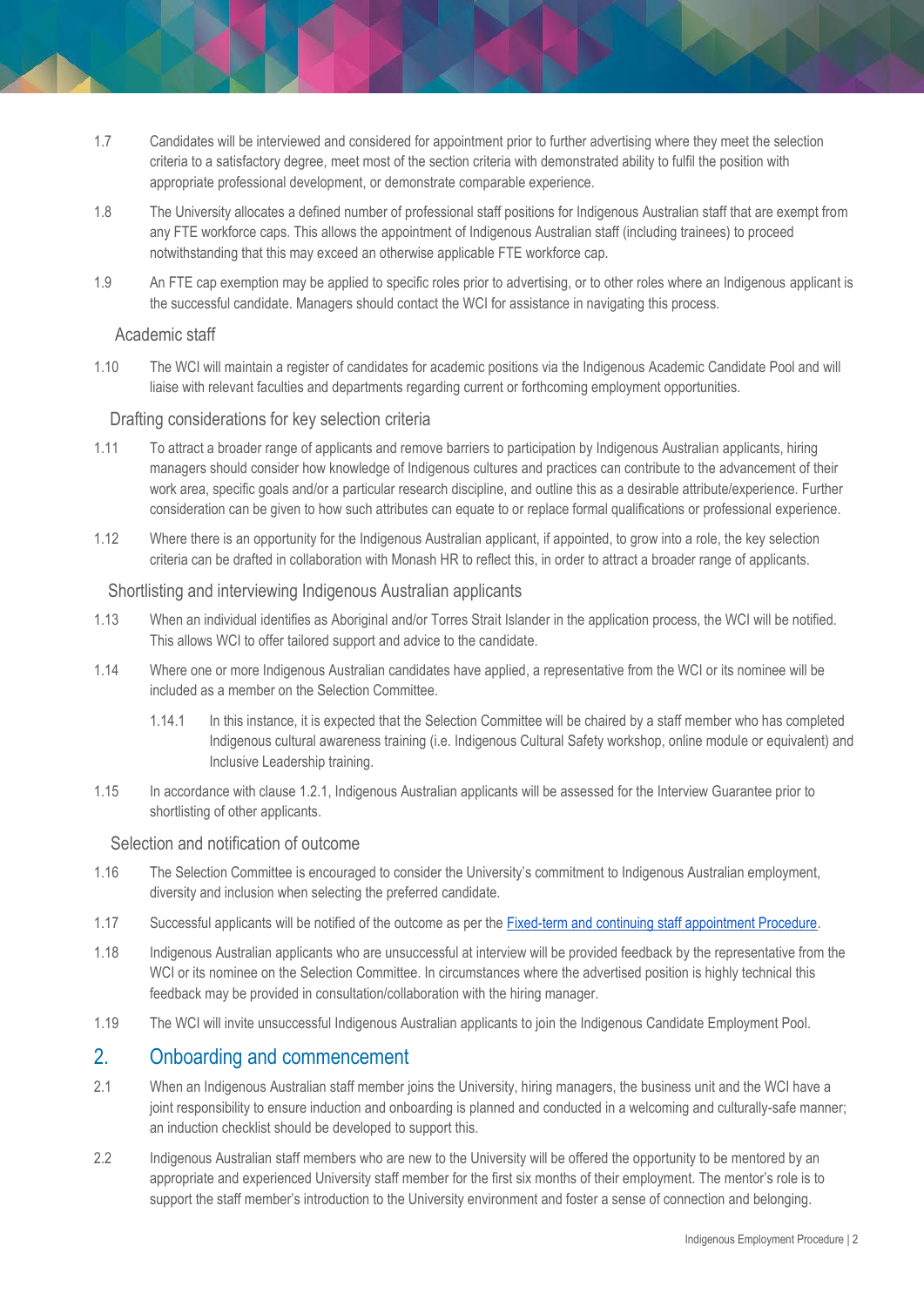1.7 Candidates will be interviewed and considered for appointment prior to further advertising where they meet the selection criteria to a satisfactory degree, meet most of the section criteria with demonstrated ability to fulfil the position with appropriate professional development, or demonstrate comparable experience.

1.8 The University allocates a defined number of professional staff positions for Indigenous Australian staff that are exempt from any FTE workforce caps. This allows the appointment of Indigenous Australian staff (including trainees) to proceed notwithstanding that this may exceed an otherwise applicable FTE workforce cap.

1.9 An FTE cap exemption may be applied to specific roles prior to advertising, or to other roles where an Indigenous applicant is the successful candidate. Managers should contact the WCI for assistance in navigating this process.

### Academic staff

1.10 The WCI will maintain a register of candidates for academic positions via the Indigenous Academic Candidate Pool and will liaise with relevant faculties and departments regarding current or forthcoming employment opportunities.

### Drafting considerations for key selection criteria

1.11 To attract a broader range of applicants and remove barriers to participation by Indigenous Australian applicants, hiring managers should consider how knowledge of Indigenous cultures and practices can contribute to the advancement of their work area, specific goals and/or a particular research discipline, and outline this as a desirable attribute/experience. Further consideration can be given to how such attributes can equate to or replace formal qualifications or professional experience.

1.12 Where there is an opportunity for the Indigenous Australian applicant, if appointed, to grow into a role, the key selection criteria can be drafted in collaboration with Monash HR to reflect this, in order to attract a broader range of applicants.

### Shortlisting and interviewing Indigenous Australian applicants

1.13 When an individual identifies as Aboriginal and/or Torres Strait Islander in the application process, the WCI will be notified. This allows WCI to offer tailored support and advice to the candidate.

1.14 Where one or more Indigenous Australian candidates have applied, a representative from the WCI or its nominee will be included as a member on the Selection Committee.

> 1.14.1 In this instance, it is expected that the Selection Committee will be chaired by a staff member who has completed Indigenous cultural awareness training (i.e. Indigenous Cultural Safety workshop, online module or equivalent) and Inclusive Leadership training.

1.15 In accordance with clause 1.2.1, Indigenous Australian applicants will be assessed for the Interview Guarantee prior to shortlisting of other applicants.

### Selection and notification of outcome

1.16 The Selection Committee is encouraged to consider the University's commitment to Indigenous Australian employment, diversity and inclusion when selecting the preferred candidate.

1.17 Successful applicants will be notified of the outcome as per the [Fixed-term and continuing staff appointment Procedure].

1.18 Indigenous Australian applicants who are unsuccessful at interview will be provided feedback by the representative from the WCI or its nominee on the Selection Committee. In circumstances where the advertised position is highly technical this feedback may be provided in consultation/collaboration with the hiring manager.

1.19 The WCI will invite unsuccessful Indigenous Australian applicants to join the Indigenous Candidate Employment Pool.

## 2. Onboarding and commencement

2.1 When an Indigenous Australian staff member joins the University, hiring managers, the business unit and the WCI have a joint responsibility to ensure induction and onboarding is planned and conducted in a welcoming and culturally-safe manner; an induction checklist should be developed to support this.

2.2 Indigenous Australian staff members who are new to the University will be offered the opportunity to be mentored by an appropriate and experienced University staff member for the first six months of their employment. The mentor's role is to support the staff member's introduction to the University environment and foster a sense of connection and belonging.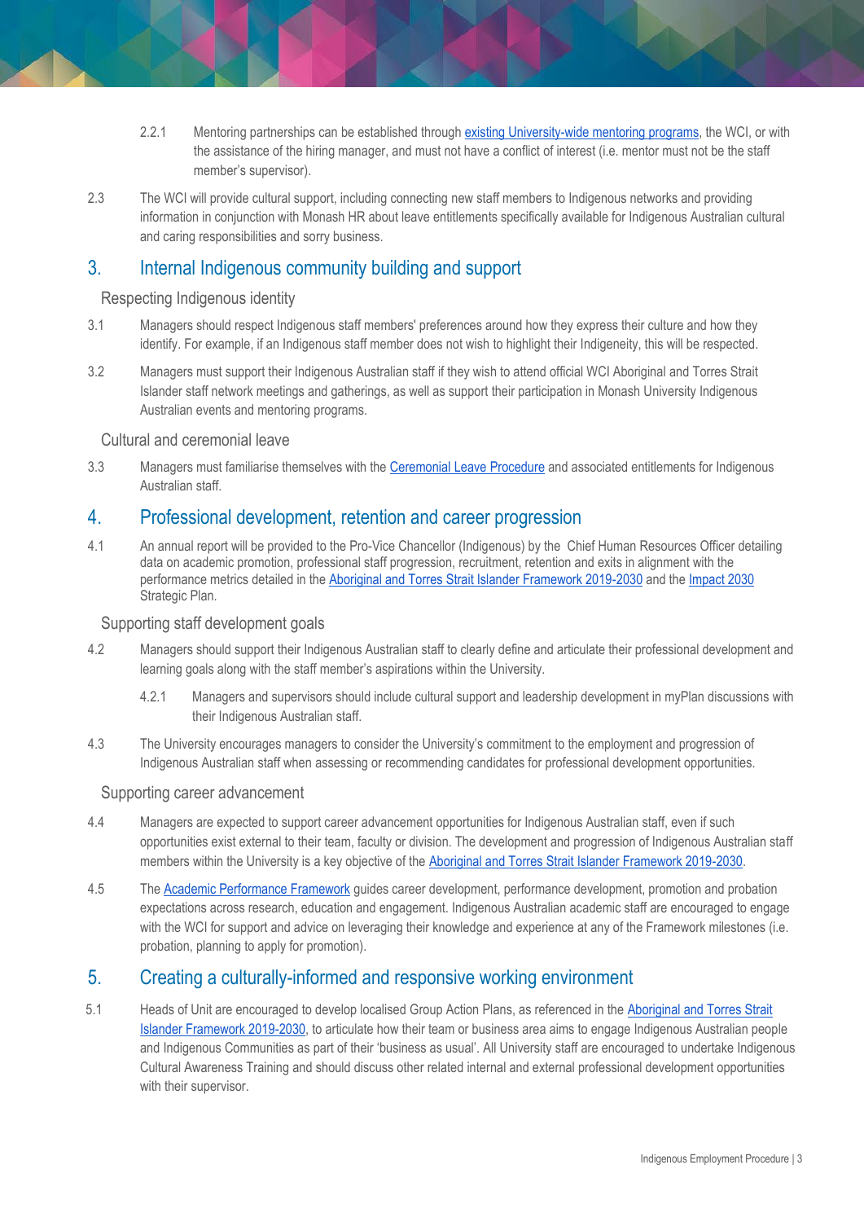2.2.1 Mentoring partnerships can be established through existing University-wide mentoring programs, the WCI, or with the assistance of the hiring manager, and must not have a conflict of interest (i.e. mentor must not be the staff member's supervisor).

2.3 The WCI will provide cultural support, including connecting new staff members to Indigenous networks and providing information in conjunction with Monash HR about leave entitlements specifically available for Indigenous Australian cultural and caring responsibilities and sorry business.

## 3. Internal Indigenous community building and support

### Respecting Indigenous identity

3.1 Managers should respect Indigenous staff members' preferences around how they express their culture and how they identify. For example, if an Indigenous staff member does not wish to highlight their Indigeneity, this will be respected.

3.2 Managers must support their Indigenous Australian staff if they wish to attend official WCI Aboriginal and Torres Strait Islander staff network meetings and gatherings, as well as support their participation in Monash University Indigenous Australian events and mentoring programs.

### Cultural and ceremonial leave

3.3 Managers must familiarise themselves with the Ceremonial Leave Procedure and associated entitlements for Indigenous Australian staff.

## 4. Professional development, retention and career progression

4.1 An annual report will be provided to the Pro-Vice Chancellor (Indigenous) by the Chief Human Resources Officer detailing data on academic promotion, professional staff progression, recruitment, retention and exits in alignment with the performance metrics detailed in the Aboriginal and Torres Strait Islander Framework 2019-2030 and the Impact 2030 Strategic Plan.

### Supporting staff development goals

4.2 Managers should support their Indigenous Australian staff to clearly define and articulate their professional development and learning goals along with the staff member's aspirations within the University.

4.2.1 Managers and supervisors should include cultural support and leadership development in myPlan discussions with their Indigenous Australian staff.

4.3 The University encourages managers to consider the University's commitment to the employment and progression of Indigenous Australian staff when assessing or recommending candidates for professional development opportunities.

### Supporting career advancement

4.4 Managers are expected to support career advancement opportunities for Indigenous Australian staff, even if such opportunities exist external to their team, faculty or division. The development and progression of Indigenous Australian staff members within the University is a key objective of the Aboriginal and Torres Strait Islander Framework 2019-2030.

4.5 The Academic Performance Framework guides career development, performance development, promotion and probation expectations across research, education and engagement. Indigenous Australian academic staff are encouraged to engage with the WCI for support and advice on leveraging their knowledge and experience at any of the Framework milestones (i.e. probation, planning to apply for promotion).

## 5. Creating a culturally-informed and responsive working environment

5.1 Heads of Unit are encouraged to develop localised Group Action Plans, as referenced in the Aboriginal and Torres Strait Islander Framework 2019-2030, to articulate how their team or business area aims to engage Indigenous Australian people and Indigenous Communities as part of their 'business as usual'. All University staff are encouraged to undertake Indigenous Cultural Awareness Training and should discuss other related internal and external professional development opportunities with their supervisor.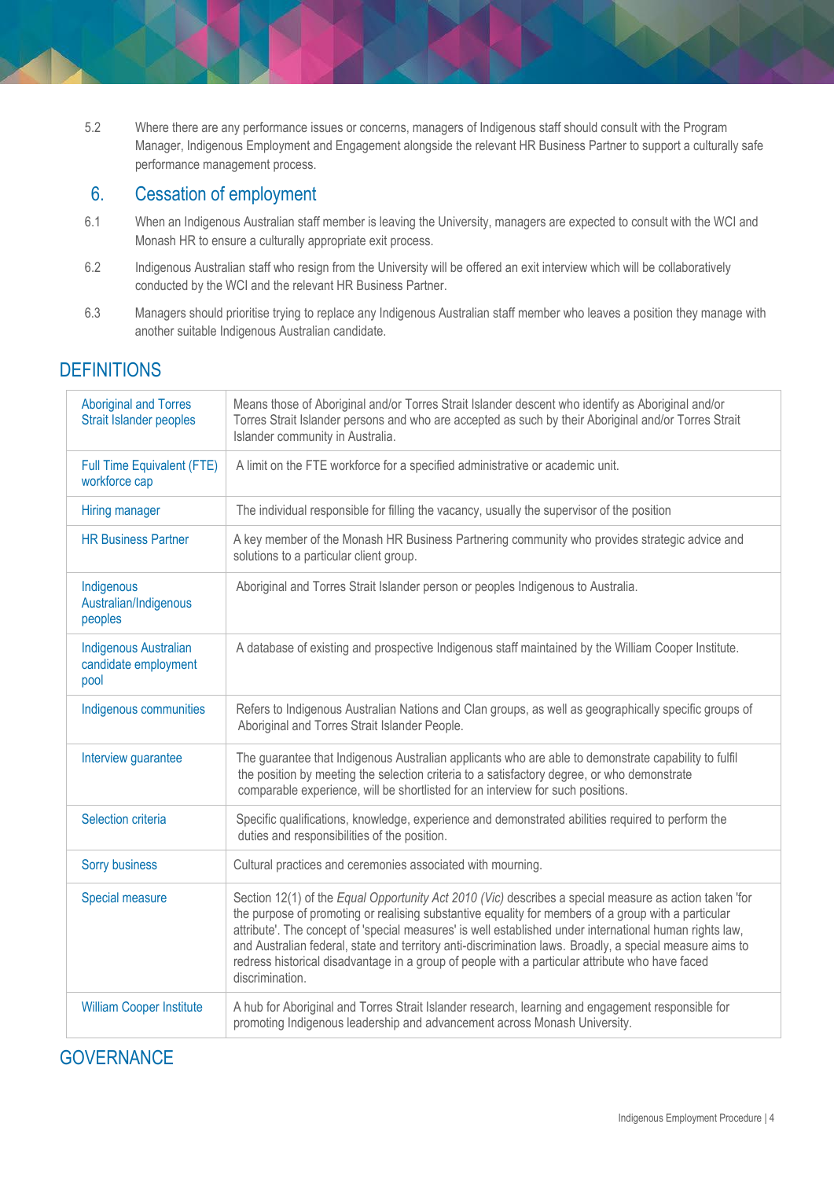5.2 Where there are any performance issues or concerns, managers of Indigenous staff should consult with the Program Manager, Indigenous Employment and Engagement alongside the relevant HR Business Partner to support a culturally safe performance management process.

## 6. Cessation of employment

6.1 When an Indigenous Australian staff member is leaving the University, managers are expected to consult with the WCI and Monash HR to ensure a culturally appropriate exit process.

6.2 Indigenous Australian staff who resign from the University will be offered an exit interview which will be collaboratively conducted by the WCI and the relevant HR Business Partner.

6.3 Managers should prioritise trying to replace any Indigenous Australian staff member who leaves a position they manage with another suitable Indigenous Australian candidate.

# DEFINITIONS

| Term | Definition |
|---|---|
| Aboriginal and Torres Strait Islander peoples | Means those of Aboriginal and/or Torres Strait Islander descent who identify as Aboriginal and/or Torres Strait Islander persons and who are accepted as such by their Aboriginal and/or Torres Strait Islander community in Australia. |
| Full Time Equivalent (FTE) workforce cap | A limit on the FTE workforce for a specified administrative or academic unit. |
| Hiring manager | The individual responsible for filling the vacancy, usually the supervisor of the position |
| HR Business Partner | A key member of the Monash HR Business Partnering community who provides strategic advice and solutions to a particular client group. |
| Indigenous Australian/Indigenous peoples | Aboriginal and Torres Strait Islander person or peoples Indigenous to Australia. |
| Indigenous Australian candidate employment pool | A database of existing and prospective Indigenous staff maintained by the William Cooper Institute. |
| Indigenous communities | Refers to Indigenous Australian Nations and Clan groups, as well as geographically specific groups of Aboriginal and Torres Strait Islander People. |
| Interview guarantee | The guarantee that Indigenous Australian applicants who are able to demonstrate capability to fulfil the position by meeting the selection criteria to a satisfactory degree, or who demonstrate comparable experience, will be shortlisted for an interview for such positions. |
| Selection criteria | Specific qualifications, knowledge, experience and demonstrated abilities required to perform the duties and responsibilities of the position. |
| Sorry business | Cultural practices and ceremonies associated with mourning. |
| Special measure | Section 12(1) of the *Equal Opportunity Act 2010 (Vic)* describes a special measure as action taken 'for the purpose of promoting or realising substantive equality for members of a group with a particular attribute'. The concept of 'special measures' is well established under international human rights law, and Australian federal, state and territory anti-discrimination laws. Broadly, a special measure aims to redress historical disadvantage in a group of people with a particular attribute who have faced discrimination. |
| William Cooper Institute | A hub for Aboriginal and Torres Strait Islander research, learning and engagement responsible for promoting Indigenous leadership and advancement across Monash University. |

# GOVERNANCE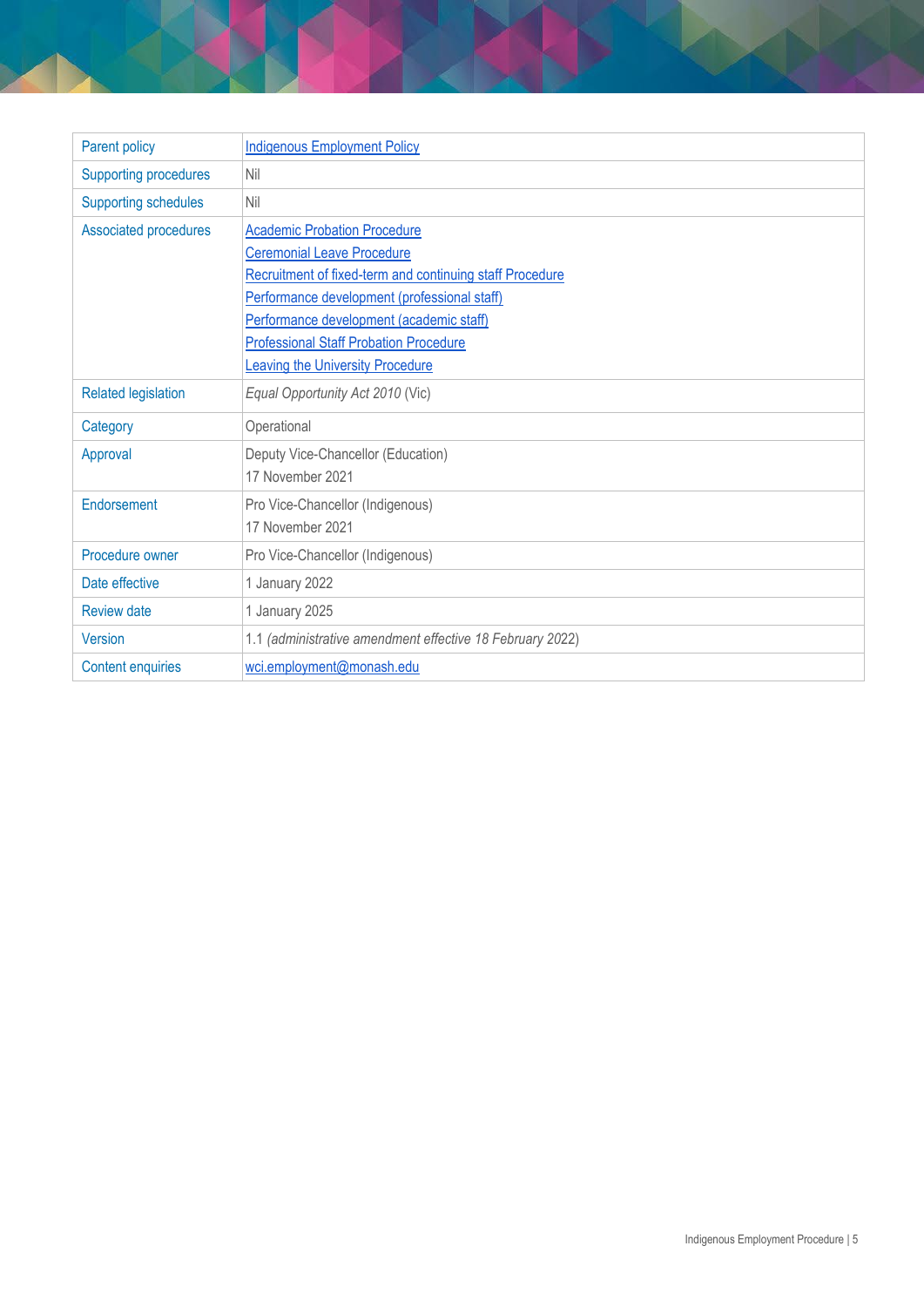| | |
|---|---|
| Parent policy | Indigenous Employment Policy |
| Supporting procedures | Nil |
| Supporting schedules | Nil |
| Associated procedures | Academic Probation Procedure<br>Ceremonial Leave Procedure<br>Recruitment of fixed-term and continuing staff Procedure<br>Performance development (professional staff)<br>Performance development (academic staff)<br>Professional Staff Probation Procedure<br>Leaving the University Procedure |
| Related legislation | *Equal Opportunity Act 2010* (Vic) |
| Category | Operational |
| Approval | Deputy Vice-Chancellor (Education)<br>17 November 2021 |
| Endorsement | Pro Vice-Chancellor (Indigenous)<br>17 November 2021 |
| Procedure owner | Pro Vice-Chancellor (Indigenous) |
| Date effective | 1 January 2022 |
| Review date | 1 January 2025 |
| Version | 1.1 *(administrative amendment effective 18 February 2022)* |
| Content enquiries | wci.employment@monash.edu |